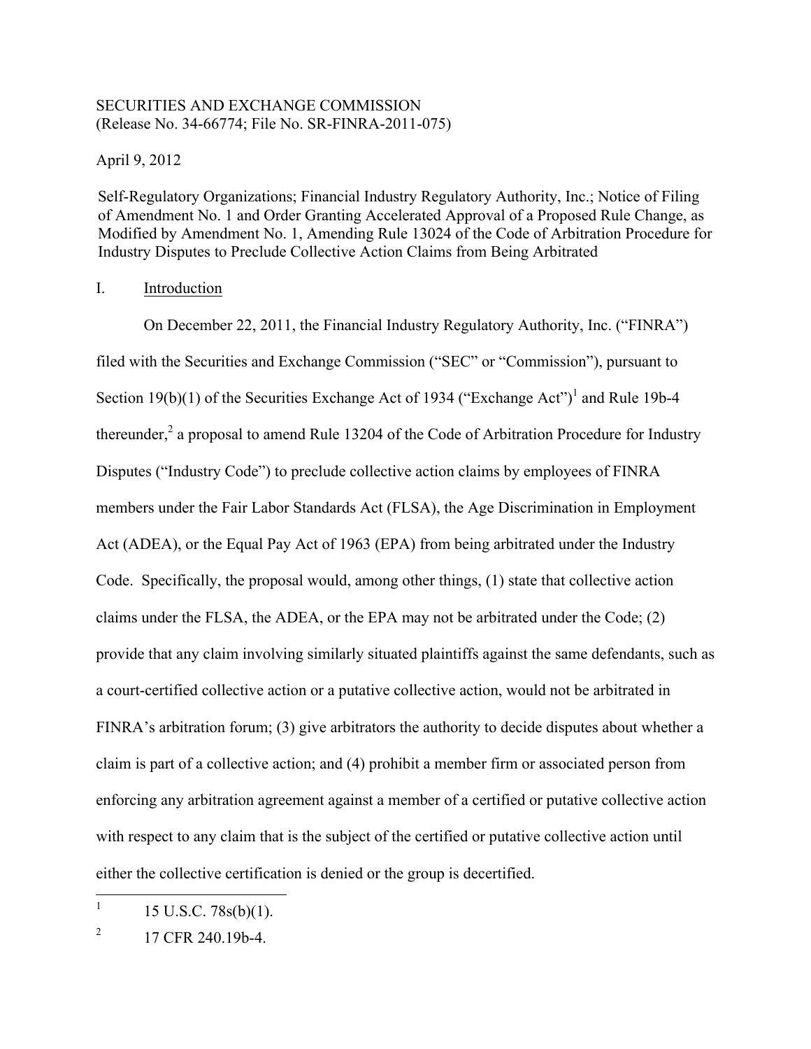SECURITIES AND EXCHANGE COMMISSION
(Release No. 34-66774; File No. SR-FINRA-2011-075)

April 9, 2012

Self-Regulatory Organizations; Financial Industry Regulatory Authority, Inc.; Notice of Filing of Amendment No. 1 and Order Granting Accelerated Approval of a Proposed Rule Change, as Modified by Amendment No. 1, Amending Rule 13024 of the Code of Arbitration Procedure for Industry Disputes to Preclude Collective Action Claims from Being Arbitrated

## I. Introduction

On December 22, 2011, the Financial Industry Regulatory Authority, Inc. ("FINRA") filed with the Securities and Exchange Commission ("SEC" or "Commission"), pursuant to Section 19(b)(1) of the Securities Exchange Act of 1934 ("Exchange Act")[1] and Rule 19b-4 thereunder,[2] a proposal to amend Rule 13204 of the Code of Arbitration Procedure for Industry Disputes ("Industry Code") to preclude collective action claims by employees of FINRA members under the Fair Labor Standards Act (FLSA), the Age Discrimination in Employment Act (ADEA), or the Equal Pay Act of 1963 (EPA) from being arbitrated under the Industry Code. Specifically, the proposal would, among other things, (1) state that collective action claims under the FLSA, the ADEA, or the EPA may not be arbitrated under the Code; (2) provide that any claim involving similarly situated plaintiffs against the same defendants, such as a court-certified collective action or a putative collective action, would not be arbitrated in FINRA's arbitration forum; (3) give arbitrators the authority to decide disputes about whether a claim is part of a collective action; and (4) prohibit a member firm or associated person from enforcing any arbitration agreement against a member of a certified or putative collective action with respect to any claim that is the subject of the certified or putative collective action until either the collective certification is denied or the group is decertified.

---

[1] 15 U.S.C. 78s(b)(1).

[2] 17 CFR 240.19b-4.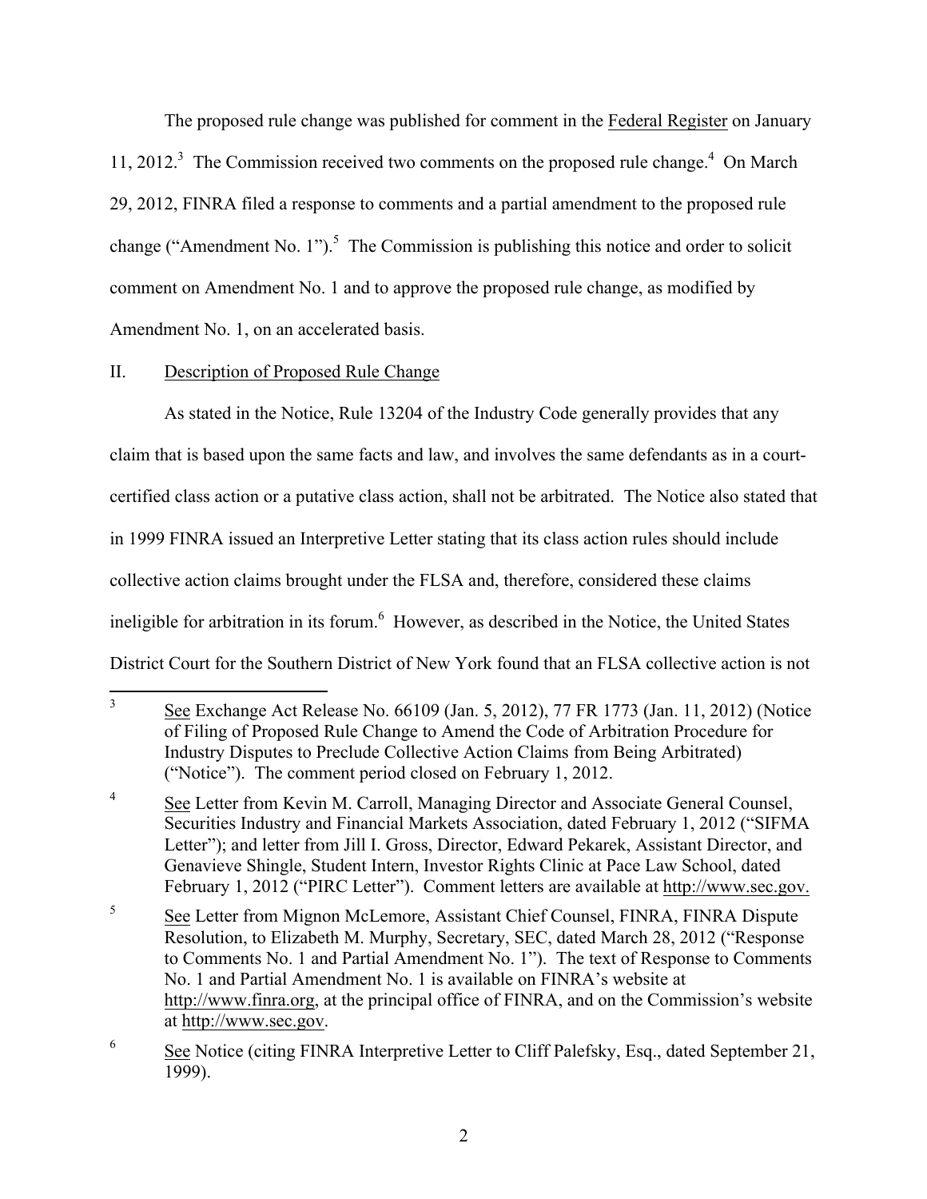The proposed rule change was published for comment in the Federal Register on January 11, 2012.[3] The Commission received two comments on the proposed rule change.[4] On March 29, 2012, FINRA filed a response to comments and a partial amendment to the proposed rule change ("Amendment No. 1").[5] The Commission is publishing this notice and order to solicit comment on Amendment No. 1 and to approve the proposed rule change, as modified by Amendment No. 1, on an accelerated basis.

## II. Description of Proposed Rule Change

As stated in the Notice, Rule 13204 of the Industry Code generally provides that any claim that is based upon the same facts and law, and involves the same defendants as in a court-certified class action or a putative class action, shall not be arbitrated. The Notice also stated that in 1999 FINRA issued an Interpretive Letter stating that its class action rules should include collective action claims brought under the FLSA and, therefore, considered these claims ineligible for arbitration in its forum.[6] However, as described in the Notice, the United States District Court for the Southern District of New York found that an FLSA collective action is not

---

[3] See Exchange Act Release No. 66109 (Jan. 5, 2012), 77 FR 1773 (Jan. 11, 2012) (Notice of Filing of Proposed Rule Change to Amend the Code of Arbitration Procedure for Industry Disputes to Preclude Collective Action Claims from Being Arbitrated) ("Notice"). The comment period closed on February 1, 2012.

[4] See Letter from Kevin M. Carroll, Managing Director and Associate General Counsel, Securities Industry and Financial Markets Association, dated February 1, 2012 ("SIFMA Letter"); and letter from Jill I. Gross, Director, Edward Pekarek, Assistant Director, and Genavieve Shingle, Student Intern, Investor Rights Clinic at Pace Law School, dated February 1, 2012 ("PIRC Letter"). Comment letters are available at http://www.sec.gov.

[5] See Letter from Mignon McLemore, Assistant Chief Counsel, FINRA, FINRA Dispute Resolution, to Elizabeth M. Murphy, Secretary, SEC, dated March 28, 2012 ("Response to Comments No. 1 and Partial Amendment No. 1"). The text of Response to Comments No. 1 and Partial Amendment No. 1 is available on FINRA's website at http://www.finra.org, at the principal office of FINRA, and on the Commission's website at http://www.sec.gov.

[6] See Notice (citing FINRA Interpretive Letter to Cliff Palefsky, Esq., dated September 21, 1999).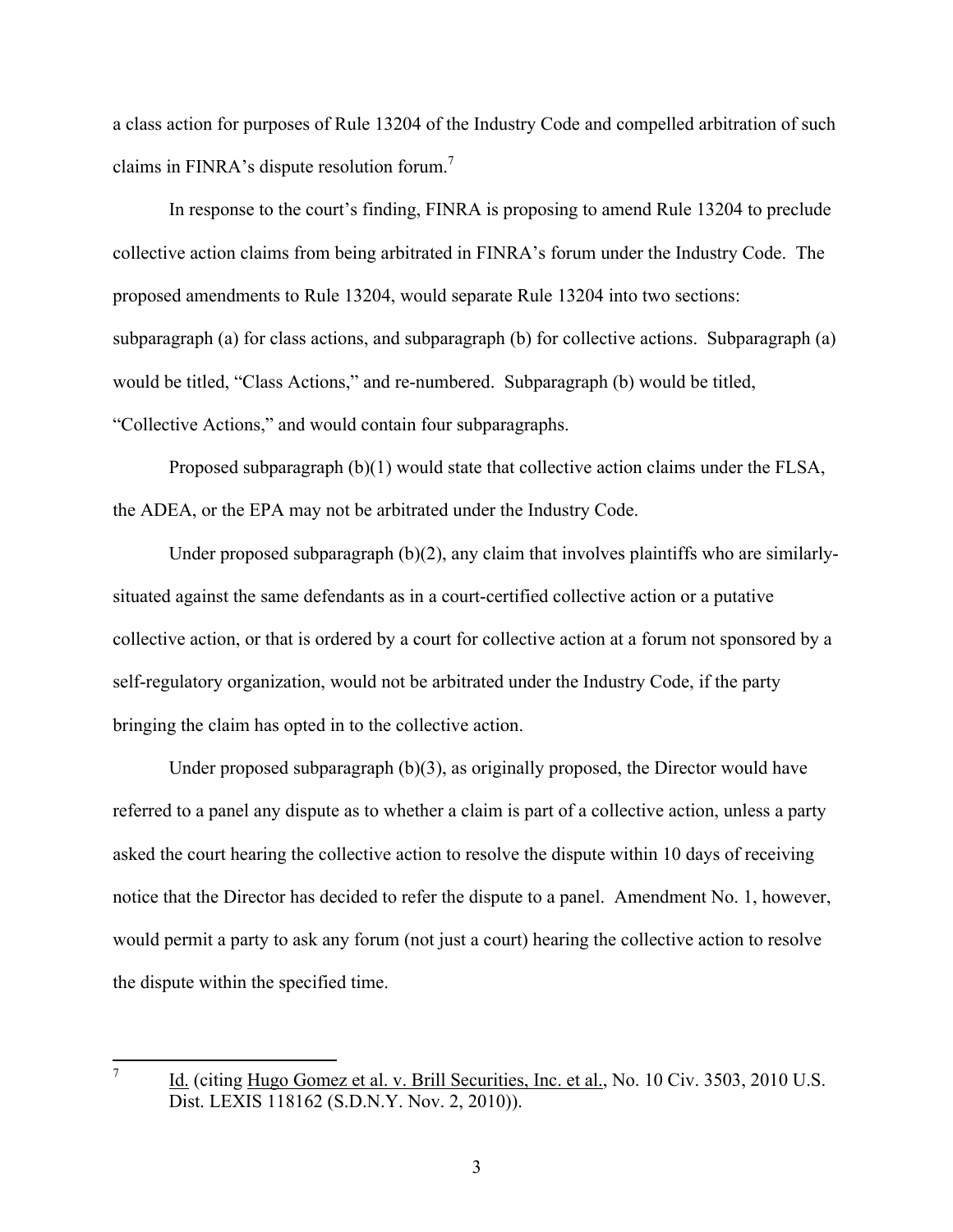a class action for purposes of Rule 13204 of the Industry Code and compelled arbitration of such claims in FINRA's dispute resolution forum.[7]

In response to the court's finding, FINRA is proposing to amend Rule 13204 to preclude collective action claims from being arbitrated in FINRA's forum under the Industry Code. The proposed amendments to Rule 13204, would separate Rule 13204 into two sections: subparagraph (a) for class actions, and subparagraph (b) for collective actions. Subparagraph (a) would be titled, "Class Actions," and re-numbered. Subparagraph (b) would be titled, "Collective Actions," and would contain four subparagraphs.

Proposed subparagraph (b)(1) would state that collective action claims under the FLSA, the ADEA, or the EPA may not be arbitrated under the Industry Code.

Under proposed subparagraph (b)(2), any claim that involves plaintiffs who are similarly-situated against the same defendants as in a court-certified collective action or a putative collective action, or that is ordered by a court for collective action at a forum not sponsored by a self-regulatory organization, would not be arbitrated under the Industry Code, if the party bringing the claim has opted in to the collective action.

Under proposed subparagraph (b)(3), as originally proposed, the Director would have referred to a panel any dispute as to whether a claim is part of a collective action, unless a party asked the court hearing the collective action to resolve the dispute within 10 days of receiving notice that the Director has decided to refer the dispute to a panel. Amendment No. 1, however, would permit a party to ask any forum (not just a court) hearing the collective action to resolve the dispute within the specified time.

---

[7] Id. (citing Hugo Gomez et al. v. Brill Securities, Inc. et al., No. 10 Civ. 3503, 2010 U.S. Dist. LEXIS 118162 (S.D.N.Y. Nov. 2, 2010)).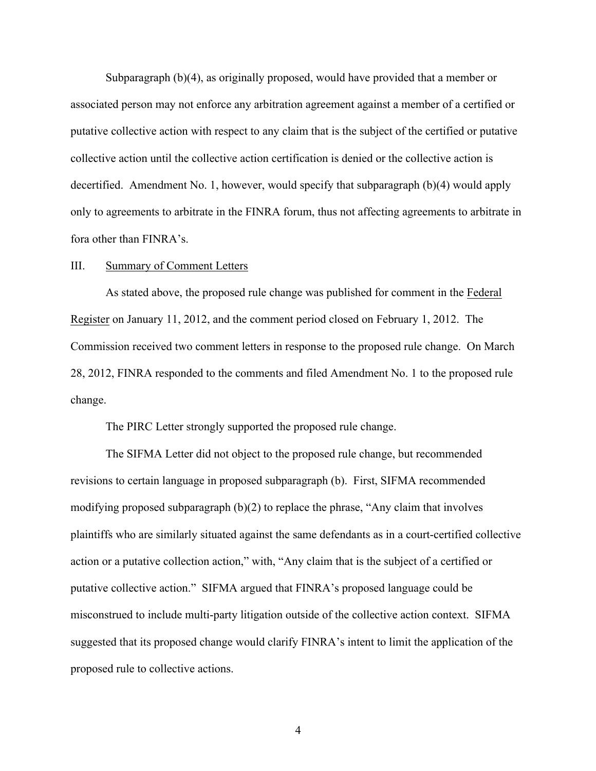Subparagraph (b)(4), as originally proposed, would have provided that a member or associated person may not enforce any arbitration agreement against a member of a certified or putative collective action with respect to any claim that is the subject of the certified or putative collective action until the collective action certification is denied or the collective action is decertified. Amendment No. 1, however, would specify that subparagraph (b)(4) would apply only to agreements to arbitrate in the FINRA forum, thus not affecting agreements to arbitrate in fora other than FINRA's.

## III. Summary of Comment Letters

As stated above, the proposed rule change was published for comment in the Federal Register on January 11, 2012, and the comment period closed on February 1, 2012. The Commission received two comment letters in response to the proposed rule change. On March 28, 2012, FINRA responded to the comments and filed Amendment No. 1 to the proposed rule change.

The PIRC Letter strongly supported the proposed rule change.

The SIFMA Letter did not object to the proposed rule change, but recommended revisions to certain language in proposed subparagraph (b). First, SIFMA recommended modifying proposed subparagraph (b)(2) to replace the phrase, "Any claim that involves plaintiffs who are similarly situated against the same defendants as in a court-certified collective action or a putative collection action," with, "Any claim that is the subject of a certified or putative collective action." SIFMA argued that FINRA's proposed language could be misconstrued to include multi-party litigation outside of the collective action context. SIFMA suggested that its proposed change would clarify FINRA's intent to limit the application of the proposed rule to collective actions.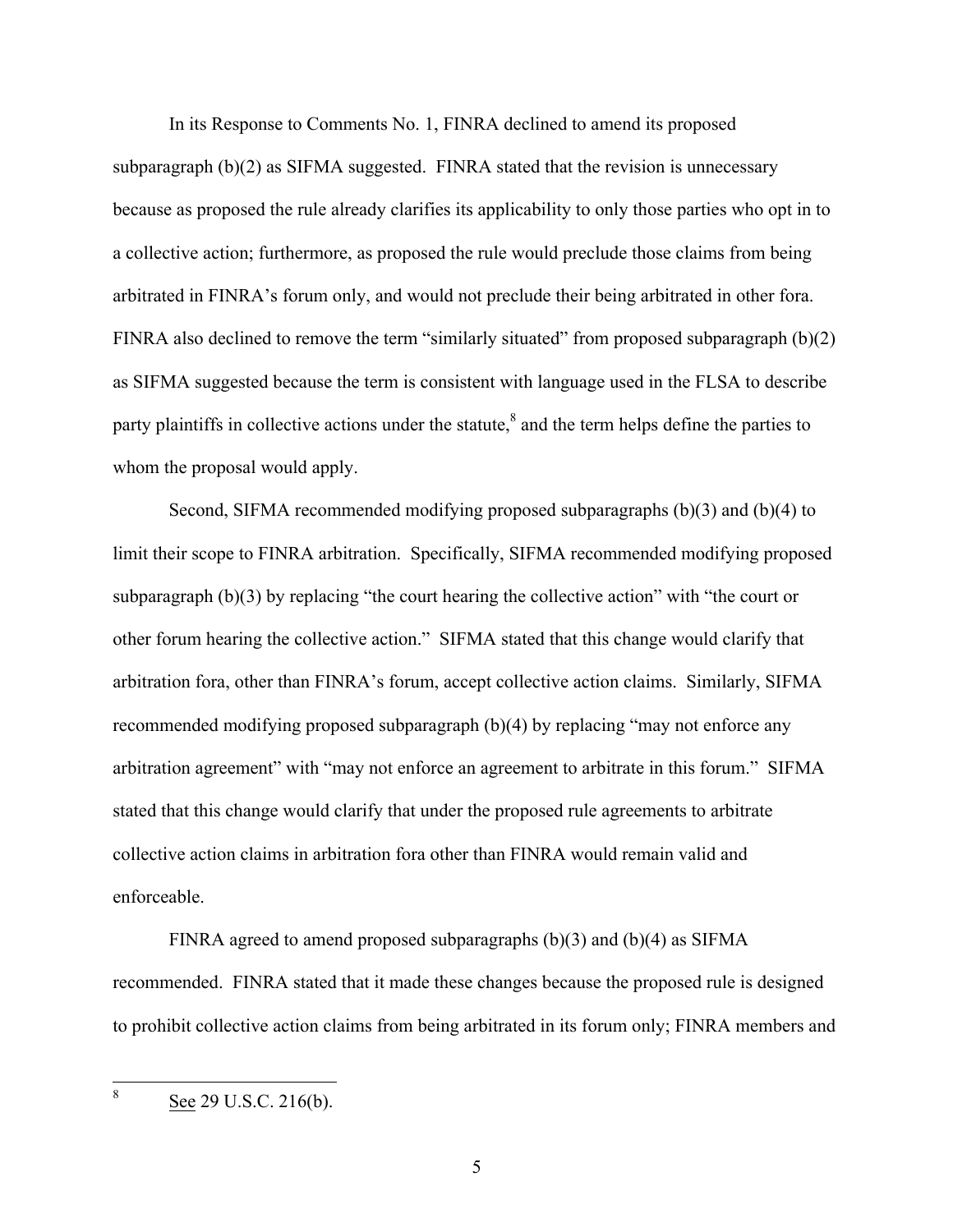In its Response to Comments No. 1, FINRA declined to amend its proposed subparagraph (b)(2) as SIFMA suggested. FINRA stated that the revision is unnecessary because as proposed the rule already clarifies its applicability to only those parties who opt in to a collective action; furthermore, as proposed the rule would preclude those claims from being arbitrated in FINRA's forum only, and would not preclude their being arbitrated in other fora. FINRA also declined to remove the term "similarly situated" from proposed subparagraph (b)(2) as SIFMA suggested because the term is consistent with language used in the FLSA to describe party plaintiffs in collective actions under the statute,[8] and the term helps define the parties to whom the proposal would apply.

Second, SIFMA recommended modifying proposed subparagraphs (b)(3) and (b)(4) to limit their scope to FINRA arbitration. Specifically, SIFMA recommended modifying proposed subparagraph (b)(3) by replacing "the court hearing the collective action" with "the court or other forum hearing the collective action." SIFMA stated that this change would clarify that arbitration fora, other than FINRA's forum, accept collective action claims. Similarly, SIFMA recommended modifying proposed subparagraph (b)(4) by replacing "may not enforce any arbitration agreement" with "may not enforce an agreement to arbitrate in this forum." SIFMA stated that this change would clarify that under the proposed rule agreements to arbitrate collective action claims in arbitration fora other than FINRA would remain valid and enforceable.

FINRA agreed to amend proposed subparagraphs (b)(3) and (b)(4) as SIFMA recommended. FINRA stated that it made these changes because the proposed rule is designed to prohibit collective action claims from being arbitrated in its forum only; FINRA members and

---

[8] See 29 U.S.C. 216(b).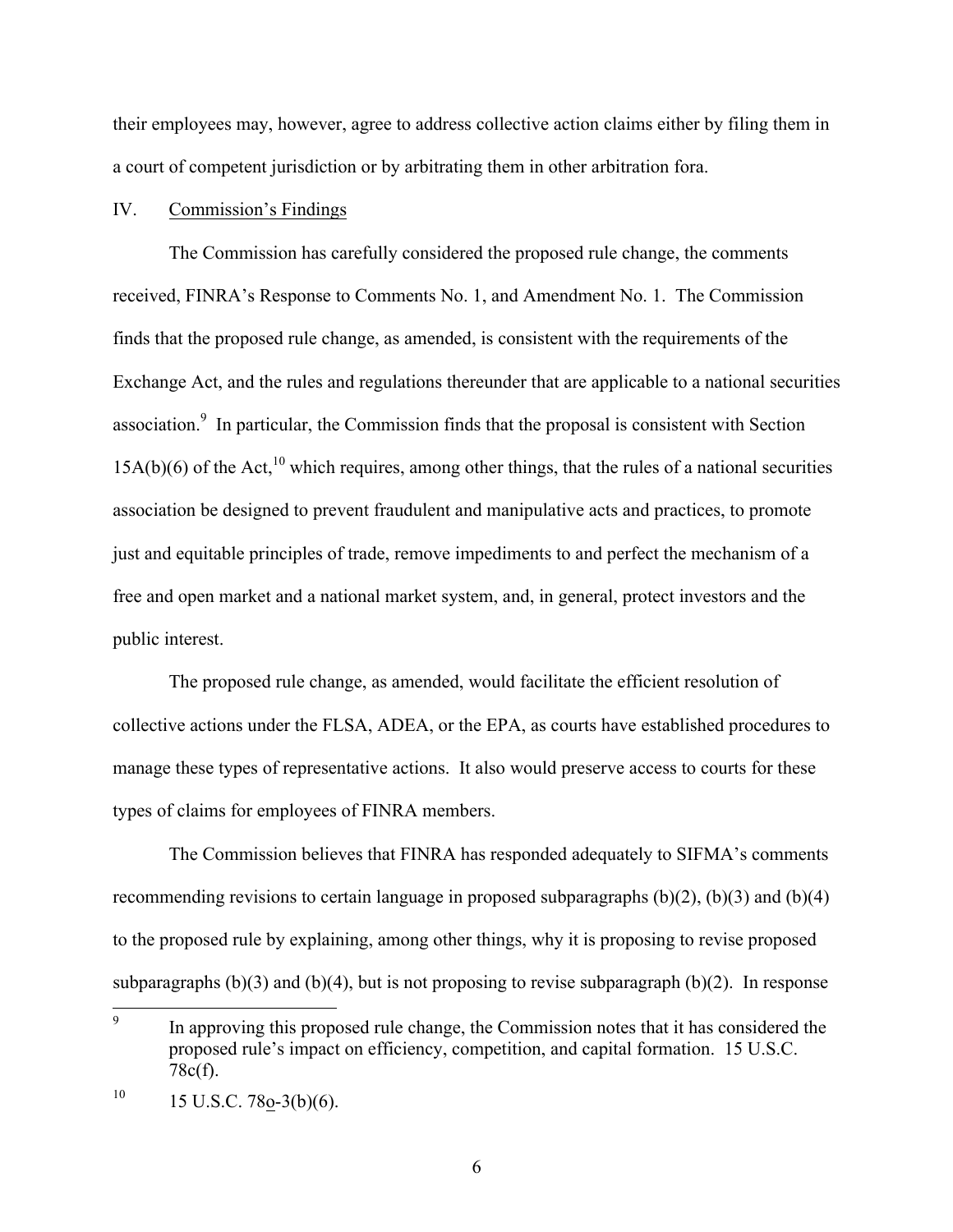their employees may, however, agree to address collective action claims either by filing them in a court of competent jurisdiction or by arbitrating them in other arbitration fora.

## IV. Commission's Findings

The Commission has carefully considered the proposed rule change, the comments received, FINRA's Response to Comments No. 1, and Amendment No. 1. The Commission finds that the proposed rule change, as amended, is consistent with the requirements of the Exchange Act, and the rules and regulations thereunder that are applicable to a national securities association.[9] In particular, the Commission finds that the proposal is consistent with Section 15A(b)(6) of the Act,[10] which requires, among other things, that the rules of a national securities association be designed to prevent fraudulent and manipulative acts and practices, to promote just and equitable principles of trade, remove impediments to and perfect the mechanism of a free and open market and a national market system, and, in general, protect investors and the public interest.

The proposed rule change, as amended, would facilitate the efficient resolution of collective actions under the FLSA, ADEA, or the EPA, as courts have established procedures to manage these types of representative actions. It also would preserve access to courts for these types of claims for employees of FINRA members.

The Commission believes that FINRA has responded adequately to SIFMA's comments recommending revisions to certain language in proposed subparagraphs (b)(2), (b)(3) and (b)(4) to the proposed rule by explaining, among other things, why it is proposing to revise proposed subparagraphs (b)(3) and (b)(4), but is not proposing to revise subparagraph (b)(2). In response

---

[9] In approving this proposed rule change, the Commission notes that it has considered the proposed rule's impact on efficiency, competition, and capital formation. 15 U.S.C. 78c(f).

[10] 15 U.S.C. 78o-3(b)(6).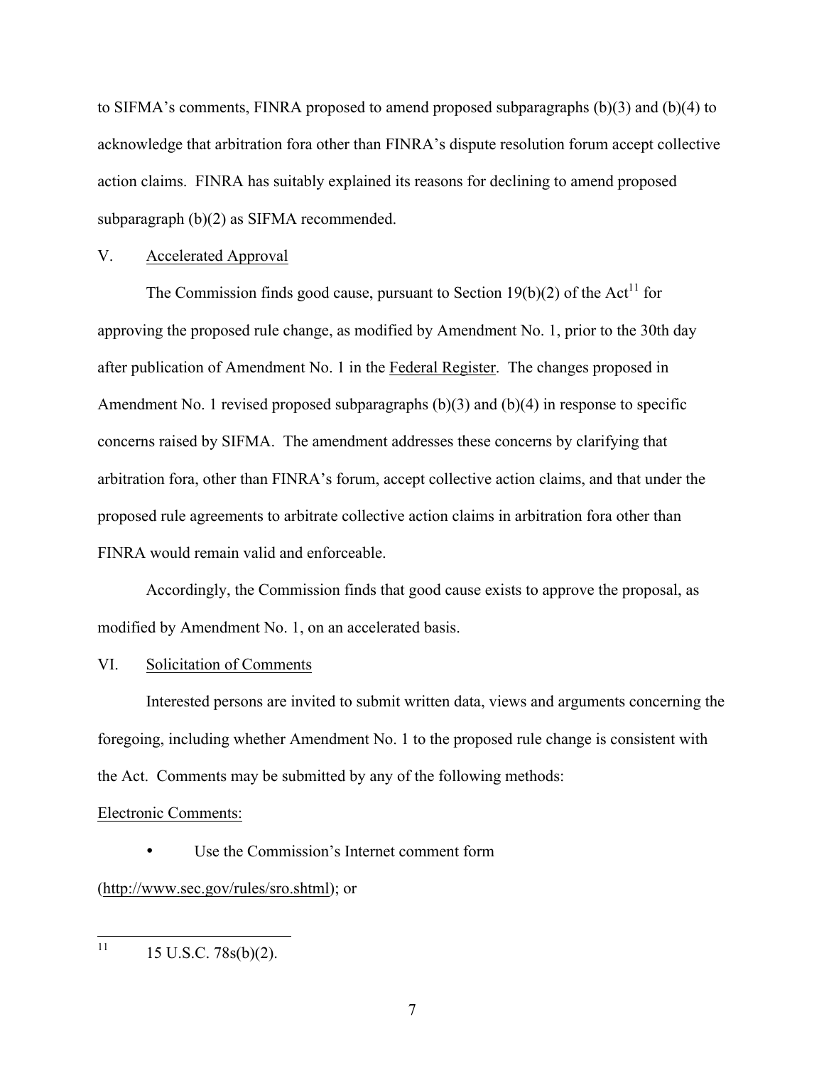to SIFMA's comments, FINRA proposed to amend proposed subparagraphs (b)(3) and (b)(4) to acknowledge that arbitration fora other than FINRA's dispute resolution forum accept collective action claims. FINRA has suitably explained its reasons for declining to amend proposed subparagraph (b)(2) as SIFMA recommended.

## V. Accelerated Approval

The Commission finds good cause, pursuant to Section 19(b)(2) of the Act[11] for approving the proposed rule change, as modified by Amendment No. 1, prior to the 30th day after publication of Amendment No. 1 in the Federal Register. The changes proposed in Amendment No. 1 revised proposed subparagraphs (b)(3) and (b)(4) in response to specific concerns raised by SIFMA. The amendment addresses these concerns by clarifying that arbitration fora, other than FINRA's forum, accept collective action claims, and that under the proposed rule agreements to arbitrate collective action claims in arbitration fora other than FINRA would remain valid and enforceable.

Accordingly, the Commission finds that good cause exists to approve the proposal, as modified by Amendment No. 1, on an accelerated basis.

## VI. Solicitation of Comments

Interested persons are invited to submit written data, views and arguments concerning the foregoing, including whether Amendment No. 1 to the proposed rule change is consistent with the Act. Comments may be submitted by any of the following methods:

Electronic Comments:

- Use the Commission's Internet comment form (http://www.sec.gov/rules/sro.shtml); or

---

[11] 15 U.S.C. 78s(b)(2).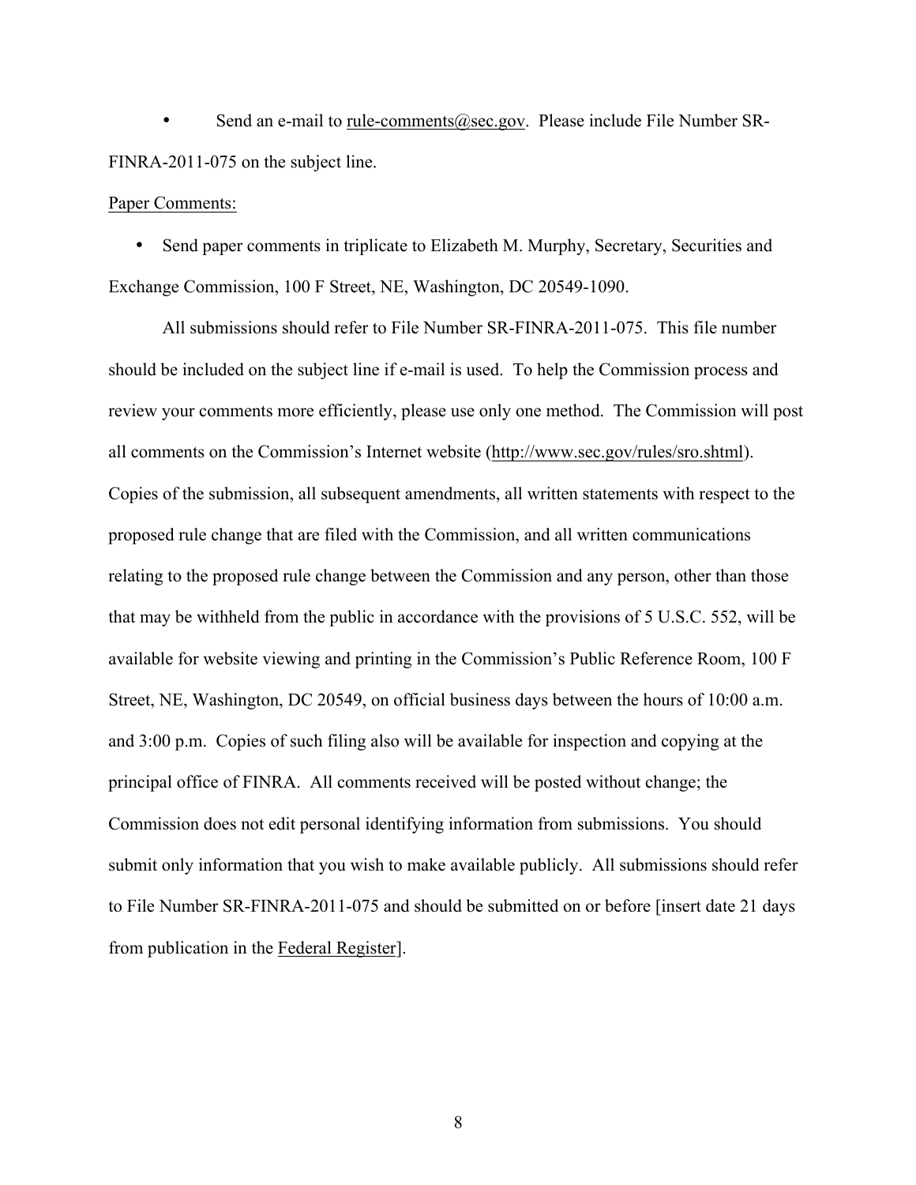- Send an e-mail to rule-comments@sec.gov. Please include File Number SR-FINRA-2011-075 on the subject line.

Paper Comments:

- Send paper comments in triplicate to Elizabeth M. Murphy, Secretary, Securities and Exchange Commission, 100 F Street, NE, Washington, DC 20549-1090.

All submissions should refer to File Number SR-FINRA-2011-075. This file number should be included on the subject line if e-mail is used. To help the Commission process and review your comments more efficiently, please use only one method. The Commission will post all comments on the Commission's Internet website (http://www.sec.gov/rules/sro.shtml). Copies of the submission, all subsequent amendments, all written statements with respect to the proposed rule change that are filed with the Commission, and all written communications relating to the proposed rule change between the Commission and any person, other than those that may be withheld from the public in accordance with the provisions of 5 U.S.C. 552, will be available for website viewing and printing in the Commission's Public Reference Room, 100 F Street, NE, Washington, DC 20549, on official business days between the hours of 10:00 a.m. and 3:00 p.m. Copies of such filing also will be available for inspection and copying at the principal office of FINRA. All comments received will be posted without change; the Commission does not edit personal identifying information from submissions. You should submit only information that you wish to make available publicly. All submissions should refer to File Number SR-FINRA-2011-075 and should be submitted on or before [insert date 21 days from publication in the Federal Register].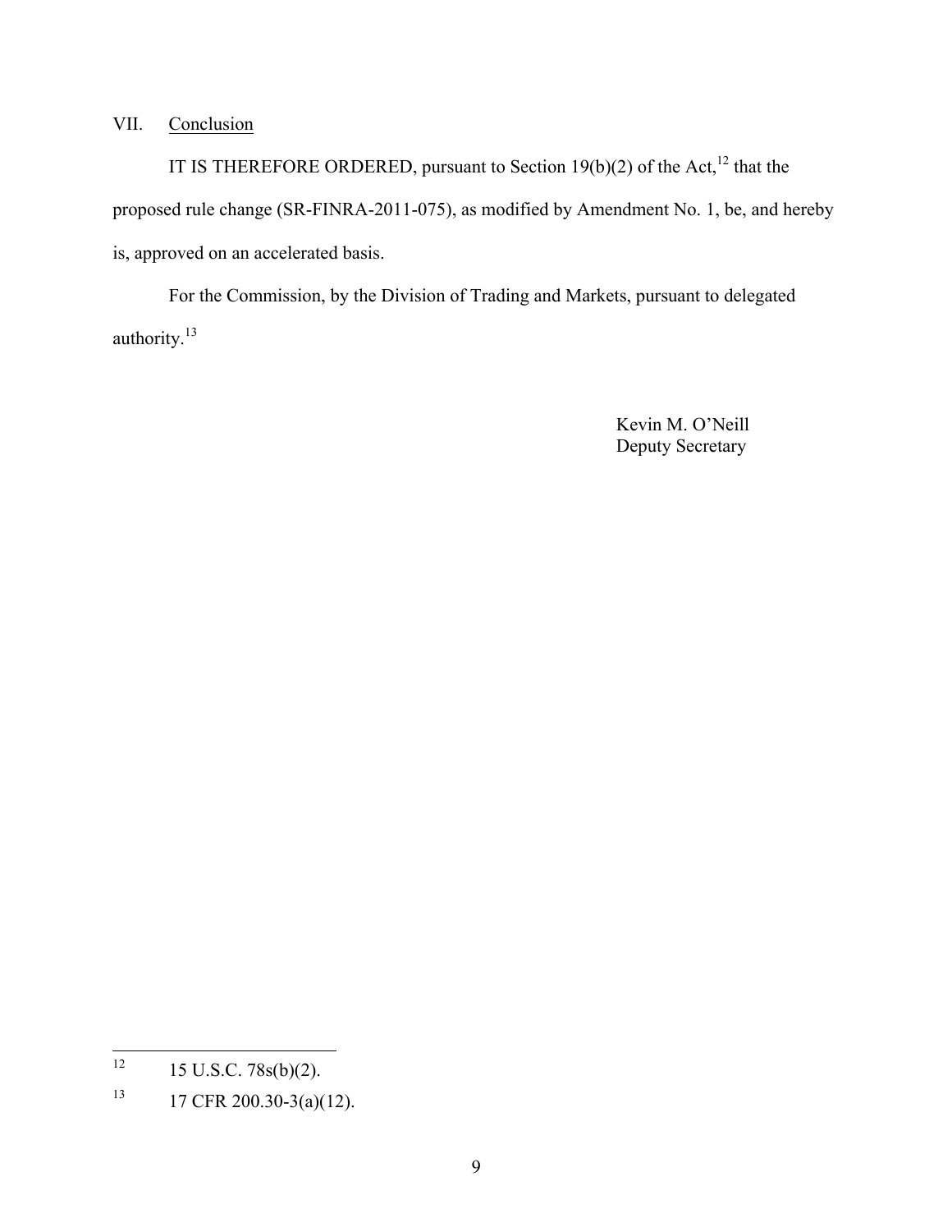## VII. Conclusion

IT IS THEREFORE ORDERED, pursuant to Section 19(b)(2) of the Act,[12] that the proposed rule change (SR-FINRA-2011-075), as modified by Amendment No. 1, be, and hereby is, approved on an accelerated basis.

For the Commission, by the Division of Trading and Markets, pursuant to delegated authority.[13]

Kevin M. O'Neill
Deputy Secretary

---

[12] 15 U.S.C. 78s(b)(2).

[13] 17 CFR 200.30-3(a)(12).